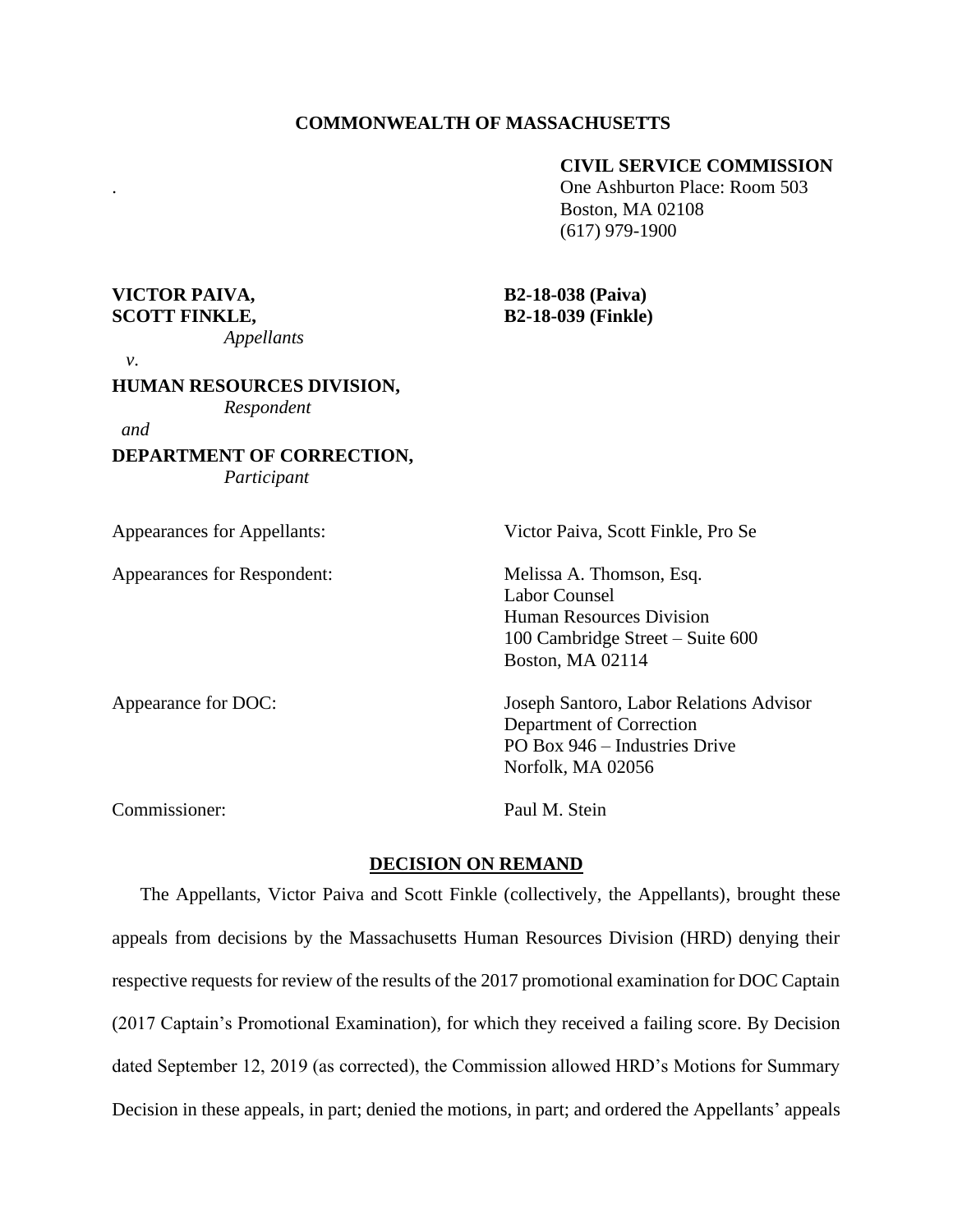**COMMONWEALTH OF MASSACHUSETTS**

**CIVIL SERVICE COMMISSION**
One Ashburton Place: Room 503
Boston, MA 02108
(617) 979-1900

**VICTOR PAIVA,** **B2-18-038 (Paiva)**
**SCOTT FINKLE,** **B2-18-039 (Finkle)**
*Appellants*

*v*.

**HUMAN RESOURCES DIVISION,**
*Respondent*

*and*

**DEPARTMENT OF CORRECTION,**
*Participant*

Appearances for Appellants: Victor Paiva, Scott Finkle, Pro Se

Appearances for Respondent: Melissa A. Thomson, Esq.
Labor Counsel
Human Resources Division
100 Cambridge Street – Suite 600
Boston, MA 02114

Appearance for DOC: Joseph Santoro, Labor Relations Advisor
Department of Correction
PO Box 946 – Industries Drive
Norfolk, MA 02056

Commissioner: Paul M. Stein

## DECISION ON REMAND

The Appellants, Victor Paiva and Scott Finkle (collectively, the Appellants), brought these appeals from decisions by the Massachusetts Human Resources Division (HRD) denying their respective requests for review of the results of the 2017 promotional examination for DOC Captain (2017 Captain's Promotional Examination), for which they received a failing score. By Decision dated September 12, 2019 (as corrected), the Commission allowed HRD's Motions for Summary Decision in these appeals, in part; denied the motions, in part; and ordered the Appellants' appeals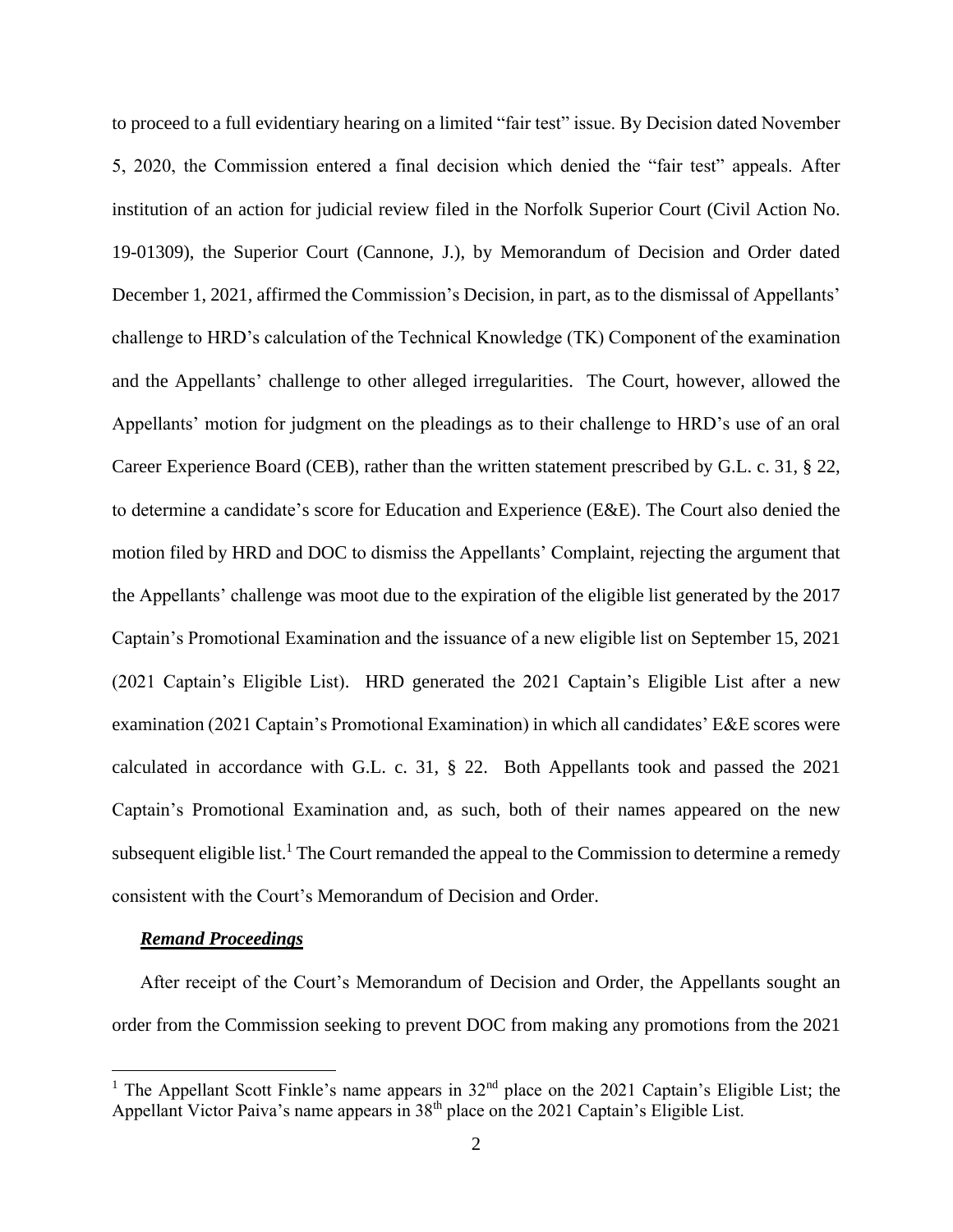to proceed to a full evidentiary hearing on a limited "fair test" issue. By Decision dated November 5, 2020, the Commission entered a final decision which denied the "fair test" appeals. After institution of an action for judicial review filed in the Norfolk Superior Court (Civil Action No. 19-01309), the Superior Court (Cannone, J.), by Memorandum of Decision and Order dated December 1, 2021, affirmed the Commission's Decision, in part, as to the dismissal of Appellants' challenge to HRD's calculation of the Technical Knowledge (TK) Component of the examination and the Appellants' challenge to other alleged irregularities. The Court, however, allowed the Appellants' motion for judgment on the pleadings as to their challenge to HRD's use of an oral Career Experience Board (CEB), rather than the written statement prescribed by G.L. c. 31, § 22, to determine a candidate's score for Education and Experience (E&E). The Court also denied the motion filed by HRD and DOC to dismiss the Appellants' Complaint, rejecting the argument that the Appellants' challenge was moot due to the expiration of the eligible list generated by the 2017 Captain's Promotional Examination and the issuance of a new eligible list on September 15, 2021 (2021 Captain's Eligible List). HRD generated the 2021 Captain's Eligible List after a new examination (2021 Captain's Promotional Examination) in which all candidates' E&E scores were calculated in accordance with G.L. c. 31, § 22. Both Appellants took and passed the 2021 Captain's Promotional Examination and, as such, both of their names appeared on the new subsequent eligible list.[1] The Court remanded the appeal to the Commission to determine a remedy consistent with the Court's Memorandum of Decision and Order.

***Remand Proceedings***

After receipt of the Court's Memorandum of Decision and Order, the Appellants sought an order from the Commission seeking to prevent DOC from making any promotions from the 2021

[1] The Appellant Scott Finkle's name appears in 32nd place on the 2021 Captain's Eligible List; the Appellant Victor Paiva's name appears in 38th place on the 2021 Captain's Eligible List.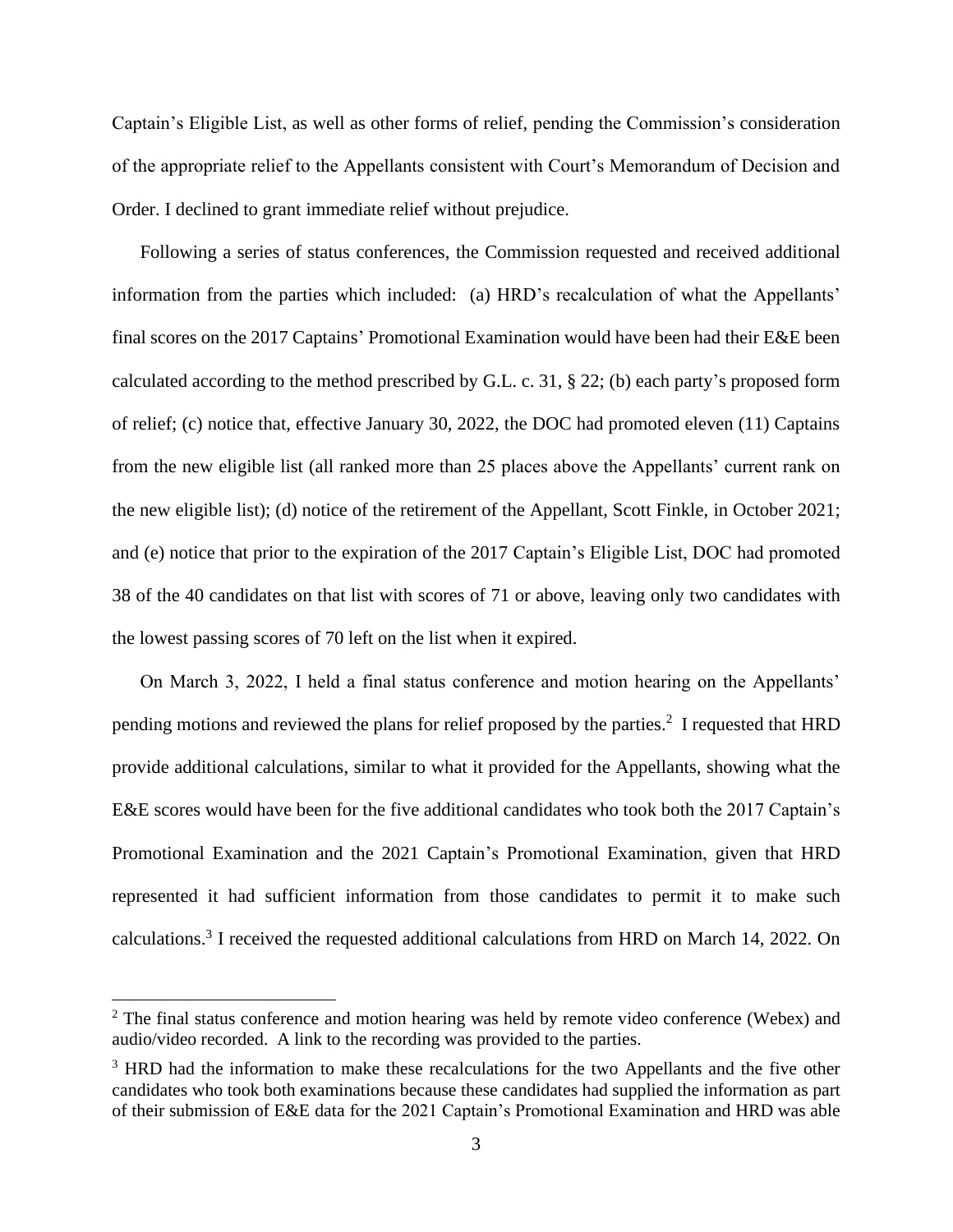Captain's Eligible List, as well as other forms of relief, pending the Commission's consideration of the appropriate relief to the Appellants consistent with Court's Memorandum of Decision and Order. I declined to grant immediate relief without prejudice.

Following a series of status conferences, the Commission requested and received additional information from the parties which included: (a) HRD's recalculation of what the Appellants' final scores on the 2017 Captains' Promotional Examination would have been had their E&E been calculated according to the method prescribed by G.L. c. 31, § 22; (b) each party's proposed form of relief; (c) notice that, effective January 30, 2022, the DOC had promoted eleven (11) Captains from the new eligible list (all ranked more than 25 places above the Appellants' current rank on the new eligible list); (d) notice of the retirement of the Appellant, Scott Finkle, in October 2021; and (e) notice that prior to the expiration of the 2017 Captain's Eligible List, DOC had promoted 38 of the 40 candidates on that list with scores of 71 or above, leaving only two candidates with the lowest passing scores of 70 left on the list when it expired.

On March 3, 2022, I held a final status conference and motion hearing on the Appellants' pending motions and reviewed the plans for relief proposed by the parties.[2] I requested that HRD provide additional calculations, similar to what it provided for the Appellants, showing what the E&E scores would have been for the five additional candidates who took both the 2017 Captain's Promotional Examination and the 2021 Captain's Promotional Examination, given that HRD represented it had sufficient information from those candidates to permit it to make such calculations.[3] I received the requested additional calculations from HRD on March 14, 2022. On

[2] The final status conference and motion hearing was held by remote video conference (Webex) and audio/video recorded. A link to the recording was provided to the parties.

[3] HRD had the information to make these recalculations for the two Appellants and the five other candidates who took both examinations because these candidates had supplied the information as part of their submission of E&E data for the 2021 Captain's Promotional Examination and HRD was able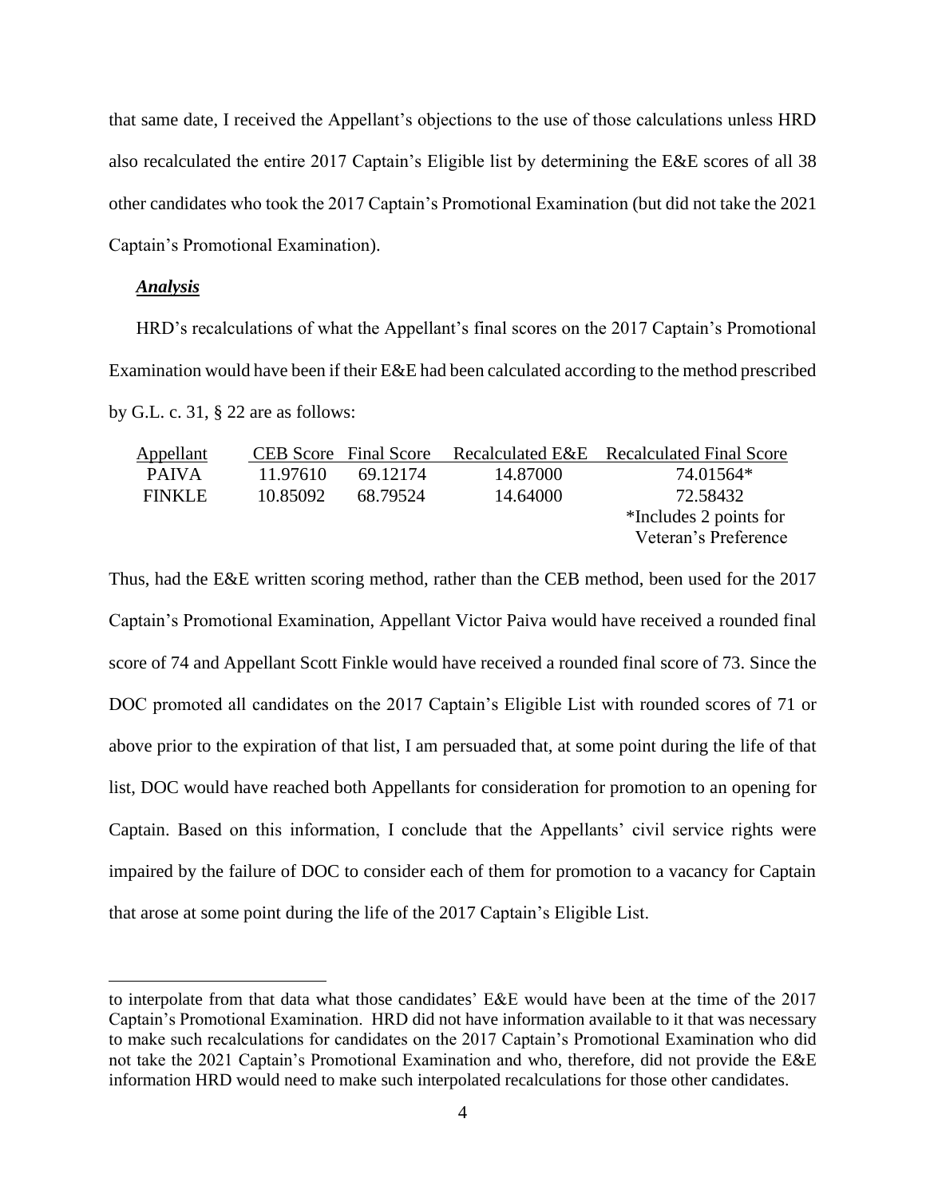that same date, I received the Appellant's objections to the use of those calculations unless HRD also recalculated the entire 2017 Captain's Eligible list by determining the E&E scores of all 38 other candidates who took the 2017 Captain's Promotional Examination (but did not take the 2021 Captain's Promotional Examination).

***Analysis***

HRD's recalculations of what the Appellant's final scores on the 2017 Captain's Promotional Examination would have been if their E&E had been calculated according to the method prescribed by G.L. c. 31, § 22 are as follows:

| Appellant | CEB Score | Final Score | Recalculated E&E | Recalculated Final Score |
|---|---|---|---|---|
| PAIVA | 11.97610 | 69.12174 | 14.87000 | 74.01564* |
| FINKLE | 10.85092 | 68.79524 | 14.64000 | 72.58432 |
| | | | | *Includes 2 points for Veteran's Preference |

Thus, had the E&E written scoring method, rather than the CEB method, been used for the 2017 Captain's Promotional Examination, Appellant Victor Paiva would have received a rounded final score of 74 and Appellant Scott Finkle would have received a rounded final score of 73. Since the DOC promoted all candidates on the 2017 Captain's Eligible List with rounded scores of 71 or above prior to the expiration of that list, I am persuaded that, at some point during the life of that list, DOC would have reached both Appellants for consideration for promotion to an opening for Captain. Based on this information, I conclude that the Appellants' civil service rights were impaired by the failure of DOC to consider each of them for promotion to a vacancy for Captain that arose at some point during the life of the 2017 Captain's Eligible List.

---

to interpolate from that data what those candidates' E&E would have been at the time of the 2017 Captain's Promotional Examination. HRD did not have information available to it that was necessary to make such recalculations for candidates on the 2017 Captain's Promotional Examination who did not take the 2021 Captain's Promotional Examination and who, therefore, did not provide the E&E information HRD would need to make such interpolated recalculations for those other candidates.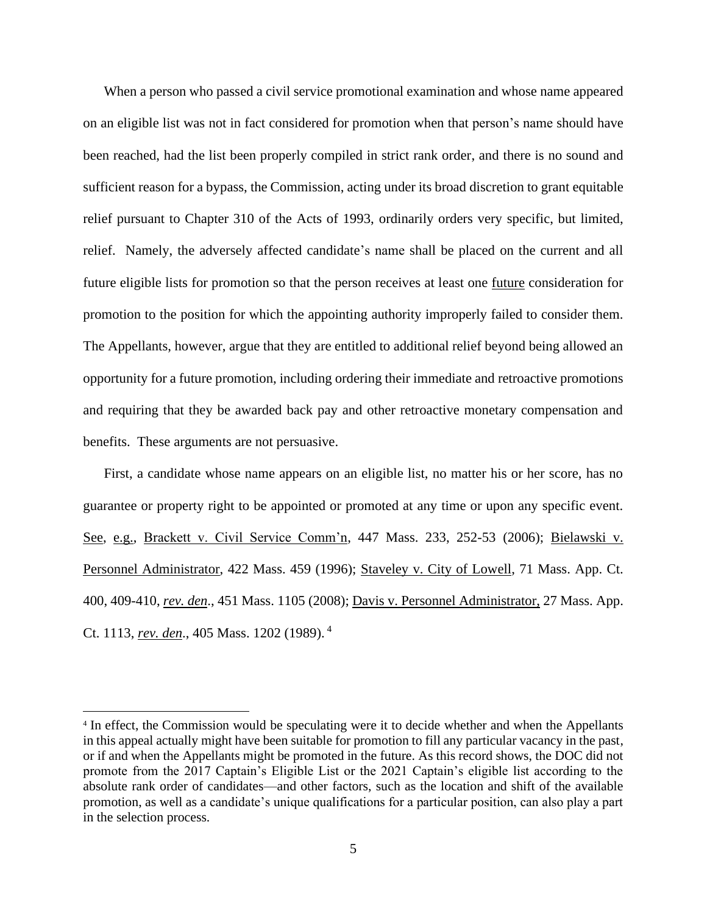When a person who passed a civil service promotional examination and whose name appeared on an eligible list was not in fact considered for promotion when that person's name should have been reached, had the list been properly compiled in strict rank order, and there is no sound and sufficient reason for a bypass, the Commission, acting under its broad discretion to grant equitable relief pursuant to Chapter 310 of the Acts of 1993, ordinarily orders very specific, but limited, relief. Namely, the adversely affected candidate's name shall be placed on the current and all future eligible lists for promotion so that the person receives at least one future consideration for promotion to the position for which the appointing authority improperly failed to consider them. The Appellants, however, argue that they are entitled to additional relief beyond being allowed an opportunity for a future promotion, including ordering their immediate and retroactive promotions and requiring that they be awarded back pay and other retroactive monetary compensation and benefits. These arguments are not persuasive.

First, a candidate whose name appears on an eligible list, no matter his or her score, has no guarantee or property right to be appointed or promoted at any time or upon any specific event. See, e.g., Brackett v. Civil Service Comm'n, 447 Mass. 233, 252-53 (2006); Bielawski v. Personnel Administrator, 422 Mass. 459 (1996); Staveley v. City of Lowell, 71 Mass. App. Ct. 400, 409-410, *rev. den*., 451 Mass. 1105 (2008); Davis v. Personnel Administrator, 27 Mass. App. Ct. 1113, *rev. den*., 405 Mass. 1202 (1989). [4]

[4] In effect, the Commission would be speculating were it to decide whether and when the Appellants in this appeal actually might have been suitable for promotion to fill any particular vacancy in the past, or if and when the Appellants might be promoted in the future. As this record shows, the DOC did not promote from the 2017 Captain's Eligible List or the 2021 Captain's eligible list according to the absolute rank order of candidates—and other factors, such as the location and shift of the available promotion, as well as a candidate's unique qualifications for a particular position, can also play a part in the selection process.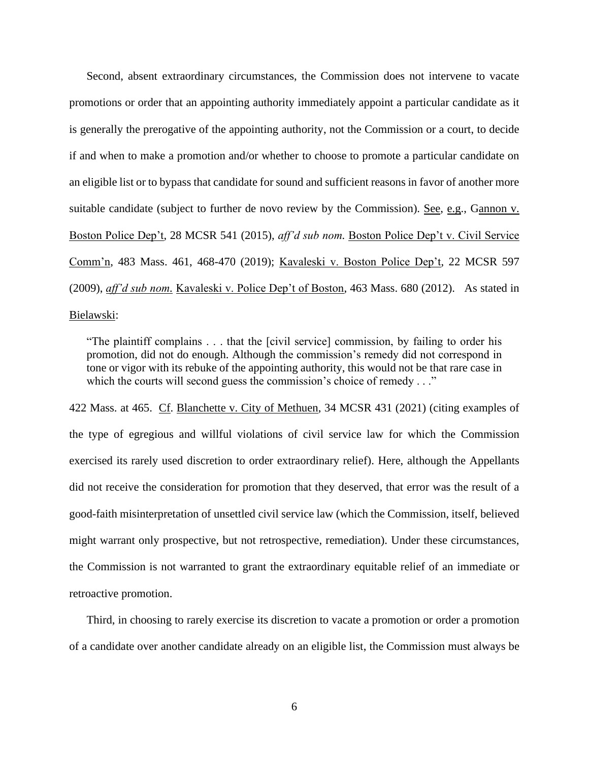Second, absent extraordinary circumstances, the Commission does not intervene to vacate promotions or order that an appointing authority immediately appoint a particular candidate as it is generally the prerogative of the appointing authority, not the Commission or a court, to decide if and when to make a promotion and/or whether to choose to promote a particular candidate on an eligible list or to bypass that candidate for sound and sufficient reasons in favor of another more suitable candidate (subject to further de novo review by the Commission). See, e.g., Gannon v. Boston Police Dep't, 28 MCSR 541 (2015), *aff'd sub nom.* Boston Police Dep't v. Civil Service Comm'n, 483 Mass. 461, 468-470 (2019); Kavaleski v. Boston Police Dep't, 22 MCSR 597 (2009), *aff'd sub nom.* Kavaleski v. Police Dep't of Boston, 463 Mass. 680 (2012). As stated in Bielawski:

> "The plaintiff complains . . . that the [civil service] commission, by failing to order his promotion, did not do enough. Although the commission's remedy did not correspond in tone or vigor with its rebuke of the appointing authority, this would not be that rare case in which the courts will second guess the commission's choice of remedy . . ."

422 Mass. at 465. Cf. Blanchette v. City of Methuen, 34 MCSR 431 (2021) (citing examples of the type of egregious and willful violations of civil service law for which the Commission exercised its rarely used discretion to order extraordinary relief). Here, although the Appellants did not receive the consideration for promotion that they deserved, that error was the result of a good-faith misinterpretation of unsettled civil service law (which the Commission, itself, believed might warrant only prospective, but not retrospective, remediation). Under these circumstances, the Commission is not warranted to grant the extraordinary equitable relief of an immediate or retroactive promotion.

Third, in choosing to rarely exercise its discretion to vacate a promotion or order a promotion of a candidate over another candidate already on an eligible list, the Commission must always be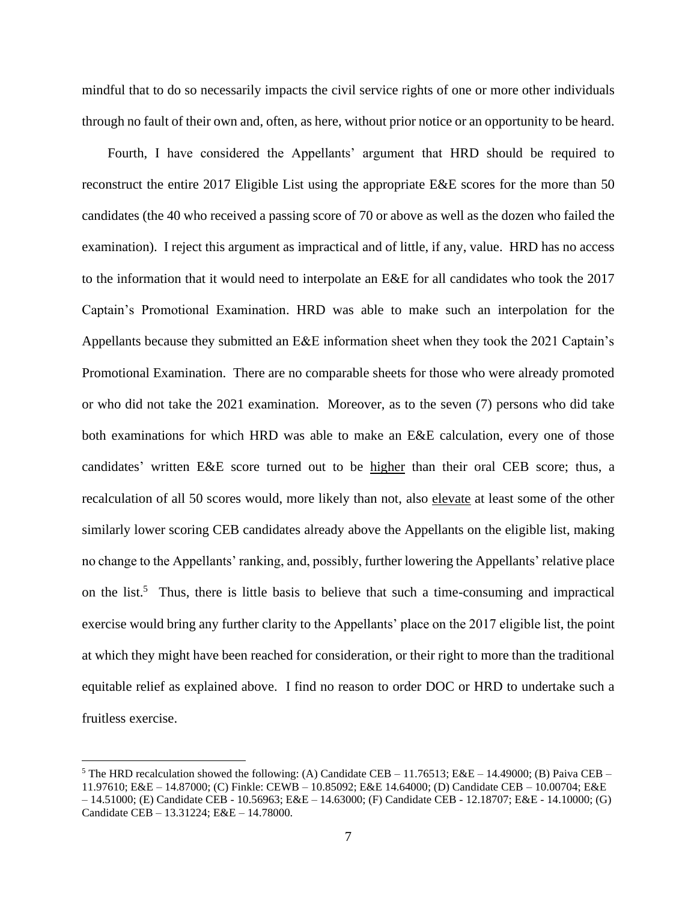mindful that to do so necessarily impacts the civil service rights of one or more other individuals through no fault of their own and, often, as here, without prior notice or an opportunity to be heard.

Fourth, I have considered the Appellants' argument that HRD should be required to reconstruct the entire 2017 Eligible List using the appropriate E&E scores for the more than 50 candidates (the 40 who received a passing score of 70 or above as well as the dozen who failed the examination). I reject this argument as impractical and of little, if any, value. HRD has no access to the information that it would need to interpolate an E&E for all candidates who took the 2017 Captain's Promotional Examination. HRD was able to make such an interpolation for the Appellants because they submitted an E&E information sheet when they took the 2021 Captain's Promotional Examination. There are no comparable sheets for those who were already promoted or who did not take the 2021 examination. Moreover, as to the seven (7) persons who did take both examinations for which HRD was able to make an E&E calculation, every one of those candidates' written E&E score turned out to be <u>higher</u> than their oral CEB score; thus, a recalculation of all 50 scores would, more likely than not, also <u>elevate</u> at least some of the other similarly lower scoring CEB candidates already above the Appellants on the eligible list, making no change to the Appellants' ranking, and, possibly, further lowering the Appellants' relative place on the list.[5] Thus, there is little basis to believe that such a time-consuming and impractical exercise would bring any further clarity to the Appellants' place on the 2017 eligible list, the point at which they might have been reached for consideration, or their right to more than the traditional equitable relief as explained above. I find no reason to order DOC or HRD to undertake such a fruitless exercise.

[5] The HRD recalculation showed the following: (A) Candidate CEB – 11.76513; E&E – 14.49000; (B) Paiva CEB – 11.97610; E&E – 14.87000; (C) Finkle: CEWB – 10.85092; E&E 14.64000; (D) Candidate CEB – 10.00704; E&E – 14.51000; (E) Candidate CEB - 10.56963; E&E – 14.63000; (F) Candidate CEB - 12.18707; E&E - 14.10000; (G) Candidate CEB – 13.31224; E&E – 14.78000.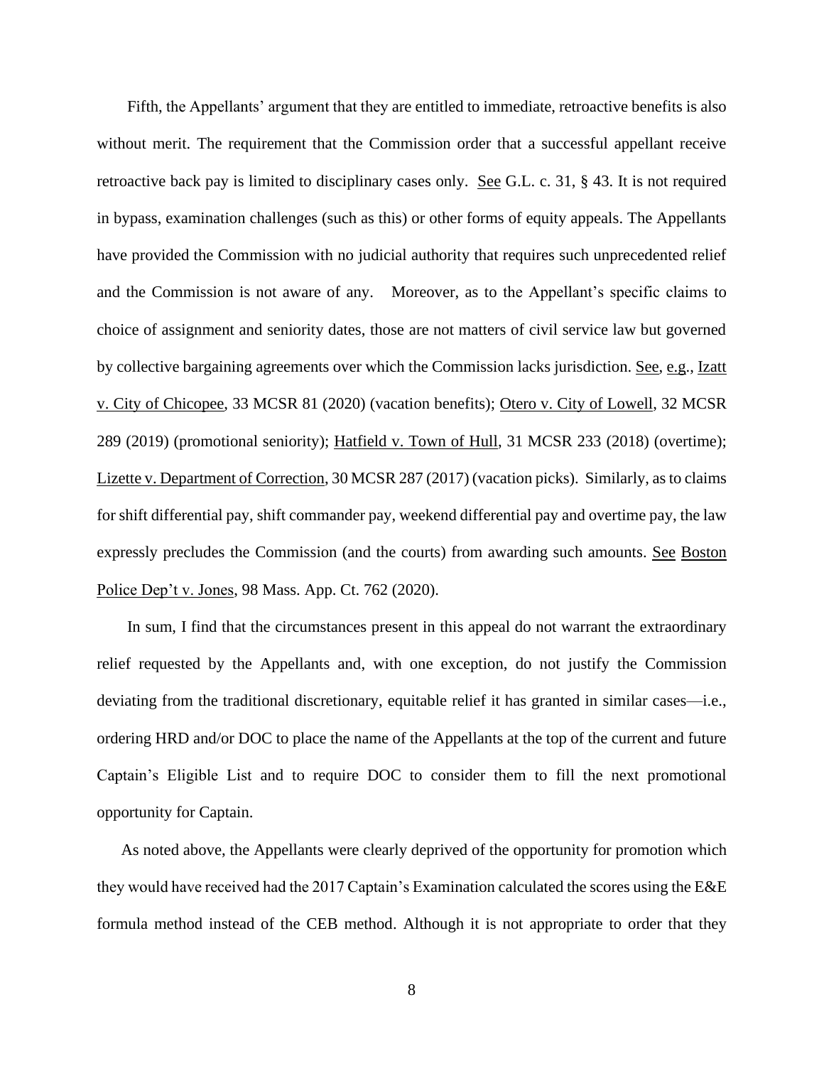Fifth, the Appellants' argument that they are entitled to immediate, retroactive benefits is also without merit. The requirement that the Commission order that a successful appellant receive retroactive back pay is limited to disciplinary cases only. See G.L. c. 31, § 43. It is not required in bypass, examination challenges (such as this) or other forms of equity appeals. The Appellants have provided the Commission with no judicial authority that requires such unprecedented relief and the Commission is not aware of any. Moreover, as to the Appellant's specific claims to choice of assignment and seniority dates, those are not matters of civil service law but governed by collective bargaining agreements over which the Commission lacks jurisdiction. See, e.g., Izatt v. City of Chicopee, 33 MCSR 81 (2020) (vacation benefits); Otero v. City of Lowell, 32 MCSR 289 (2019) (promotional seniority); Hatfield v. Town of Hull, 31 MCSR 233 (2018) (overtime); Lizette v. Department of Correction, 30 MCSR 287 (2017) (vacation picks). Similarly, as to claims for shift differential pay, shift commander pay, weekend differential pay and overtime pay, the law expressly precludes the Commission (and the courts) from awarding such amounts. See Boston Police Dep't v. Jones, 98 Mass. App. Ct. 762 (2020).

In sum, I find that the circumstances present in this appeal do not warrant the extraordinary relief requested by the Appellants and, with one exception, do not justify the Commission deviating from the traditional discretionary, equitable relief it has granted in similar cases—i.e., ordering HRD and/or DOC to place the name of the Appellants at the top of the current and future Captain's Eligible List and to require DOC to consider them to fill the next promotional opportunity for Captain.

As noted above, the Appellants were clearly deprived of the opportunity for promotion which they would have received had the 2017 Captain's Examination calculated the scores using the E&E formula method instead of the CEB method. Although it is not appropriate to order that they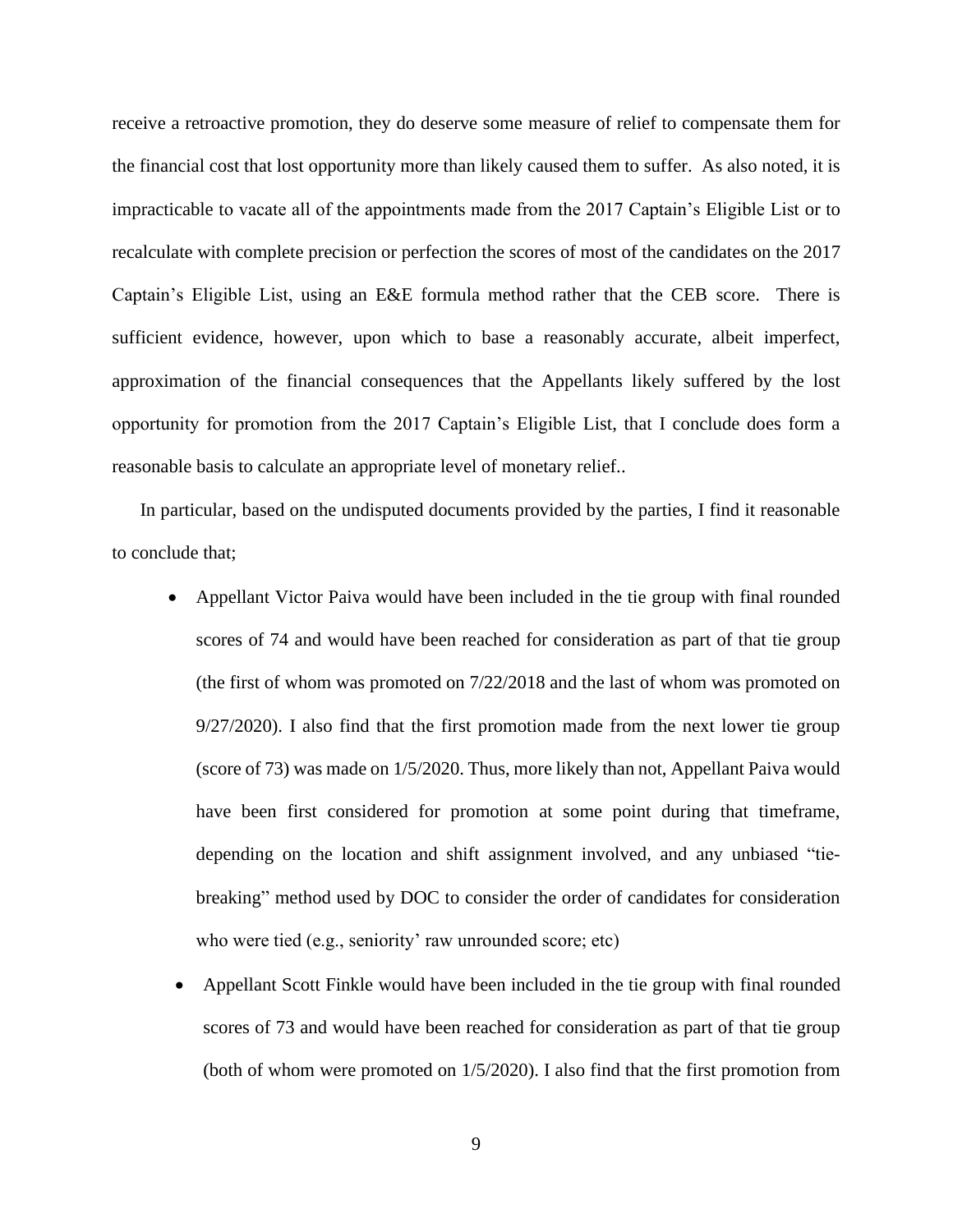receive a retroactive promotion, they do deserve some measure of relief to compensate them for the financial cost that lost opportunity more than likely caused them to suffer. As also noted, it is impracticable to vacate all of the appointments made from the 2017 Captain's Eligible List or to recalculate with complete precision or perfection the scores of most of the candidates on the 2017 Captain's Eligible List, using an E&E formula method rather that the CEB score. There is sufficient evidence, however, upon which to base a reasonably accurate, albeit imperfect, approximation of the financial consequences that the Appellants likely suffered by the lost opportunity for promotion from the 2017 Captain's Eligible List, that I conclude does form a reasonable basis to calculate an appropriate level of monetary relief..

In particular, based on the undisputed documents provided by the parties, I find it reasonable to conclude that;

- Appellant Victor Paiva would have been included in the tie group with final rounded scores of 74 and would have been reached for consideration as part of that tie group (the first of whom was promoted on 7/22/2018 and the last of whom was promoted on 9/27/2020). I also find that the first promotion made from the next lower tie group (score of 73) was made on 1/5/2020. Thus, more likely than not, Appellant Paiva would have been first considered for promotion at some point during that timeframe, depending on the location and shift assignment involved, and any unbiased "tie-breaking" method used by DOC to consider the order of candidates for consideration who were tied (e.g., seniority' raw unrounded score; etc)
- Appellant Scott Finkle would have been included in the tie group with final rounded scores of 73 and would have been reached for consideration as part of that tie group (both of whom were promoted on 1/5/2020). I also find that the first promotion from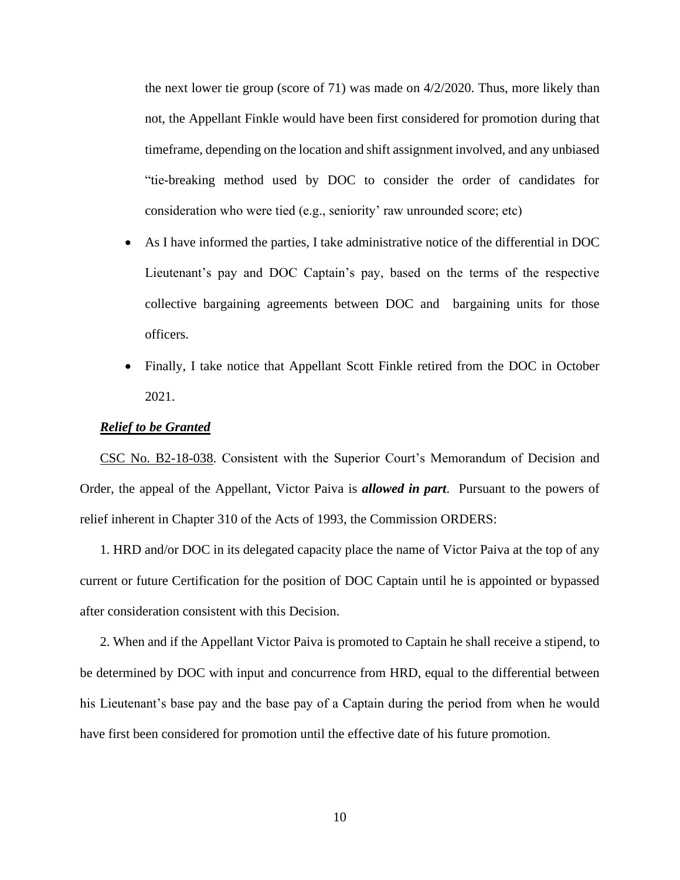the next lower tie group (score of 71) was made on 4/2/2020. Thus, more likely than not, the Appellant Finkle would have been first considered for promotion during that timeframe, depending on the location and shift assignment involved, and any unbiased "tie-breaking method used by DOC to consider the order of candidates for consideration who were tied (e.g., seniority' raw unrounded score; etc)

- As I have informed the parties, I take administrative notice of the differential in DOC Lieutenant's pay and DOC Captain's pay, based on the terms of the respective collective bargaining agreements between DOC and bargaining units for those officers.
- Finally, I take notice that Appellant Scott Finkle retired from the DOC in October 2021.

***Relief to be Granted***

CSC No. B2-18-038. Consistent with the Superior Court's Memorandum of Decision and Order, the appeal of the Appellant, Victor Paiva is ***allowed in part***. Pursuant to the powers of relief inherent in Chapter 310 of the Acts of 1993, the Commission ORDERS:

1. HRD and/or DOC in its delegated capacity place the name of Victor Paiva at the top of any current or future Certification for the position of DOC Captain until he is appointed or bypassed after consideration consistent with this Decision.

2. When and if the Appellant Victor Paiva is promoted to Captain he shall receive a stipend, to be determined by DOC with input and concurrence from HRD, equal to the differential between his Lieutenant's base pay and the base pay of a Captain during the period from when he would have first been considered for promotion until the effective date of his future promotion.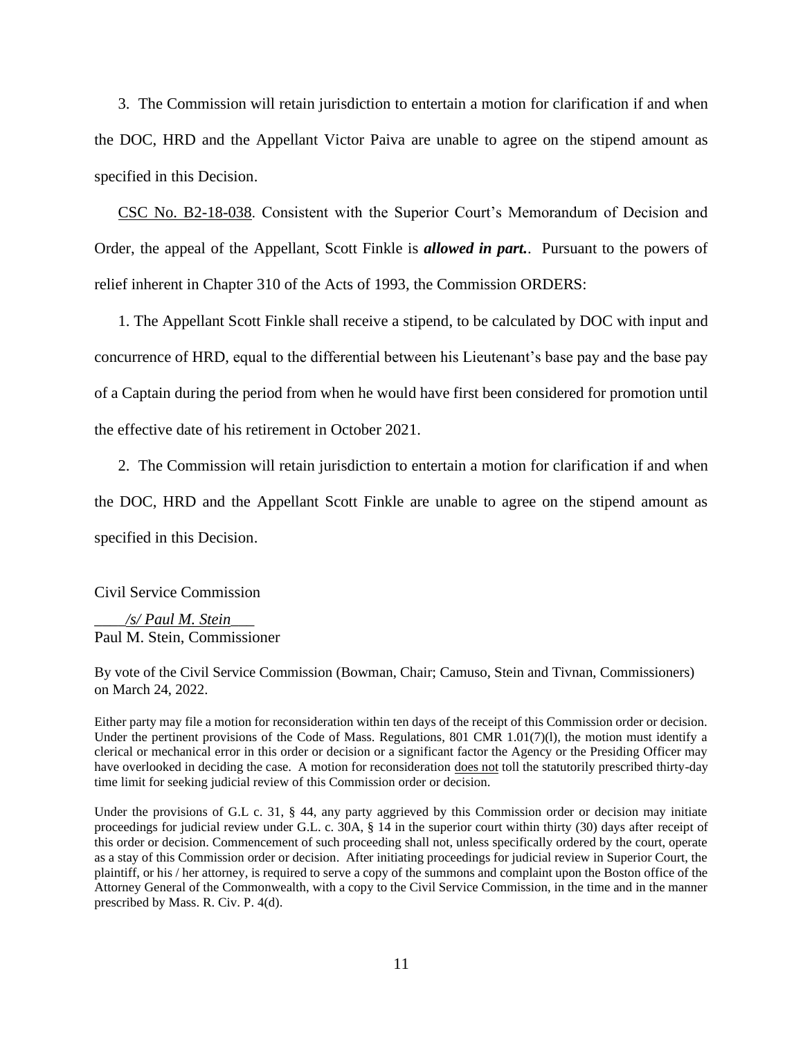3. The Commission will retain jurisdiction to entertain a motion for clarification if and when the DOC, HRD and the Appellant Victor Paiva are unable to agree on the stipend amount as specified in this Decision.

<u>CSC No. B2-18-038</u>. Consistent with the Superior Court's Memorandum of Decision and Order, the appeal of the Appellant, Scott Finkle is ***allowed in part.***. Pursuant to the powers of relief inherent in Chapter 310 of the Acts of 1993, the Commission ORDERS:

1. The Appellant Scott Finkle shall receive a stipend, to be calculated by DOC with input and concurrence of HRD, equal to the differential between his Lieutenant's base pay and the base pay of a Captain during the period from when he would have first been considered for promotion until the effective date of his retirement in October 2021.

2. The Commission will retain jurisdiction to entertain a motion for clarification if and when the DOC, HRD and the Appellant Scott Finkle are unable to agree on the stipend amount as specified in this Decision.

Civil Service Commission

____*/s/ Paul M. Stein*___
Paul M. Stein, Commissioner

By vote of the Civil Service Commission (Bowman, Chair; Camuso, Stein and Tivnan, Commissioners) on March 24, 2022.

Either party may file a motion for reconsideration within ten days of the receipt of this Commission order or decision. Under the pertinent provisions of the Code of Mass. Regulations, 801 CMR 1.01(7)(l), the motion must identify a clerical or mechanical error in this order or decision or a significant factor the Agency or the Presiding Officer may have overlooked in deciding the case. A motion for reconsideration <u>does not</u> toll the statutorily prescribed thirty-day time limit for seeking judicial review of this Commission order or decision.

Under the provisions of G.L c. 31, § 44, any party aggrieved by this Commission order or decision may initiate proceedings for judicial review under G.L. c. 30A, § 14 in the superior court within thirty (30) days after receipt of this order or decision. Commencement of such proceeding shall not, unless specifically ordered by the court, operate as a stay of this Commission order or decision. After initiating proceedings for judicial review in Superior Court, the plaintiff, or his / her attorney, is required to serve a copy of the summons and complaint upon the Boston office of the Attorney General of the Commonwealth, with a copy to the Civil Service Commission, in the time and in the manner prescribed by Mass. R. Civ. P. 4(d).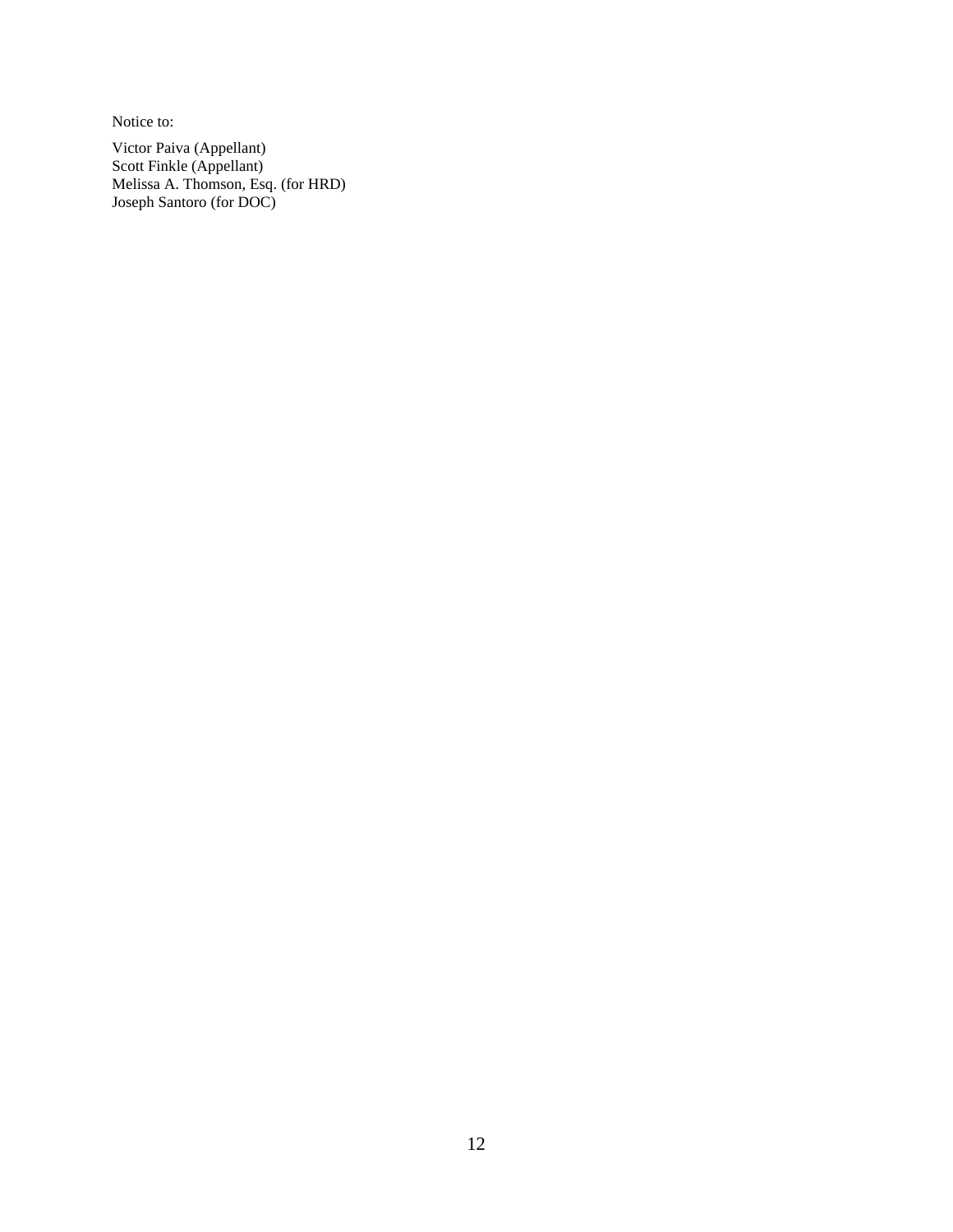Notice to:

Victor Paiva (Appellant)
Scott Finkle (Appellant)
Melissa A. Thomson, Esq. (for HRD)
Joseph Santoro (for DOC)